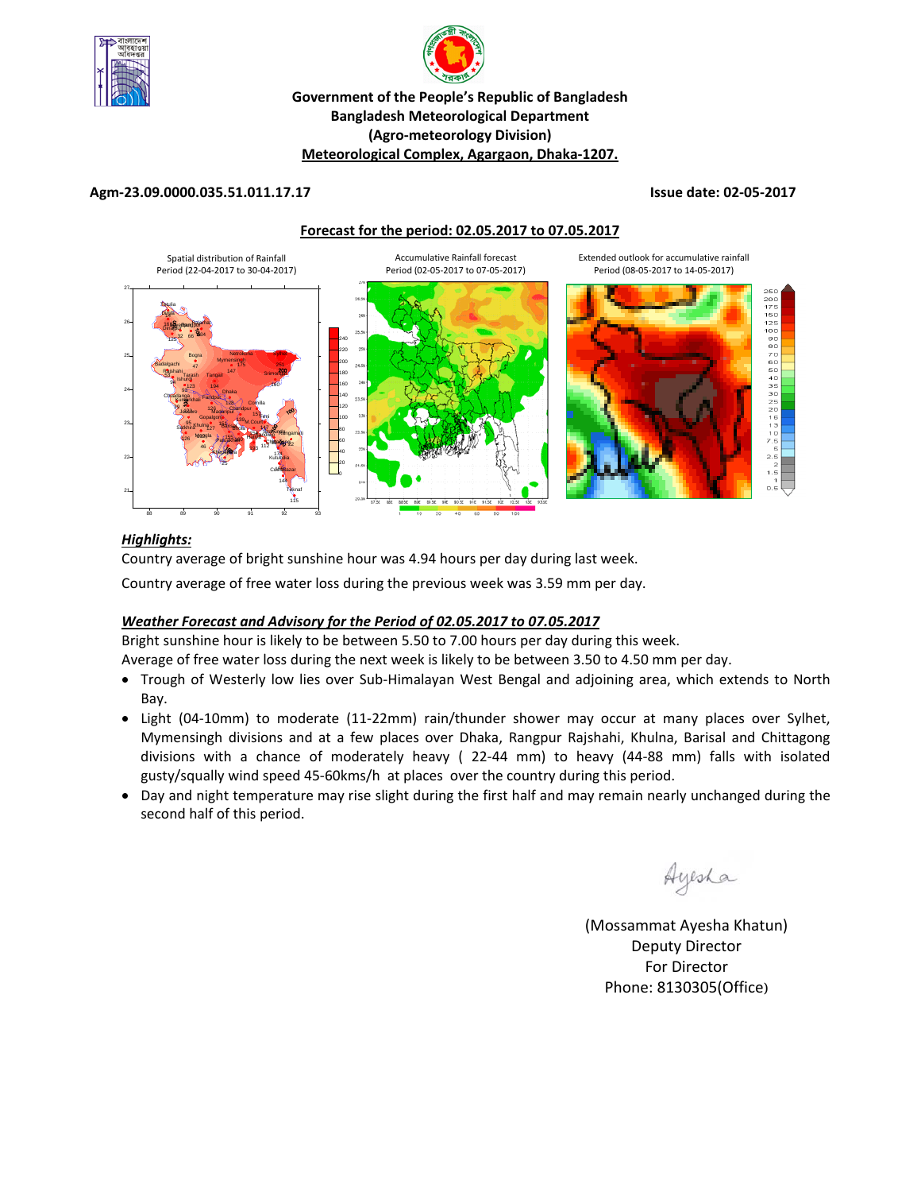**Government of the People's Republic of Bangladesh**
**Bangladesh Meteorological Department**
**(Agro-meteorology Division)**
**Meteorological Complex, Agargaon, Dhaka-1207.**

**Agm-23.09.0000.035.51.011.17.17** **Issue date: 02-05-2017**

## Forecast for the period: 02.05.2017 to 07.05.2017

Spatial distribution of Rainfall
Period (22-04-2017 to 30-04-2017)

Accumulative Rainfall forecast
Period (02-05-2017 to 07-05-2017)

Extended outlook for accumulative rainfall
Period (08-05-2017 to 14-05-2017)

### *Highlights:*

Country average of bright sunshine hour was 4.94 hours per day during last week.

Country average of free water loss during the previous week was 3.59 mm per day.

### *Weather Forecast and Advisory for the Period of 02.05.2017 to 07.05.2017*

Bright sunshine hour is likely to be between 5.50 to 7.00 hours per day during this week.
Average of free water loss during the next week is likely to be between 3.50 to 4.50 mm per day.

- Trough of Westerly low lies over Sub-Himalayan West Bengal and adjoining area, which extends to North Bay.
- Light (04-10mm) to moderate (11-22mm) rain/thunder shower may occur at many places over Sylhet, Mymensingh divisions and at a few places over Dhaka, Rangpur Rajshahi, Khulna, Barisal and Chittagong divisions with a chance of moderately heavy ( 22-44 mm) to heavy (44-88 mm) falls with isolated gusty/squally wind speed 45-60kms/h at places over the country during this period.
- Day and night temperature may rise slight during the first half and may remain nearly unchanged during the second half of this period.

Ayesha

(Mossammat Ayesha Khatun)
Deputy Director
For Director
Phone: 8130305(Office)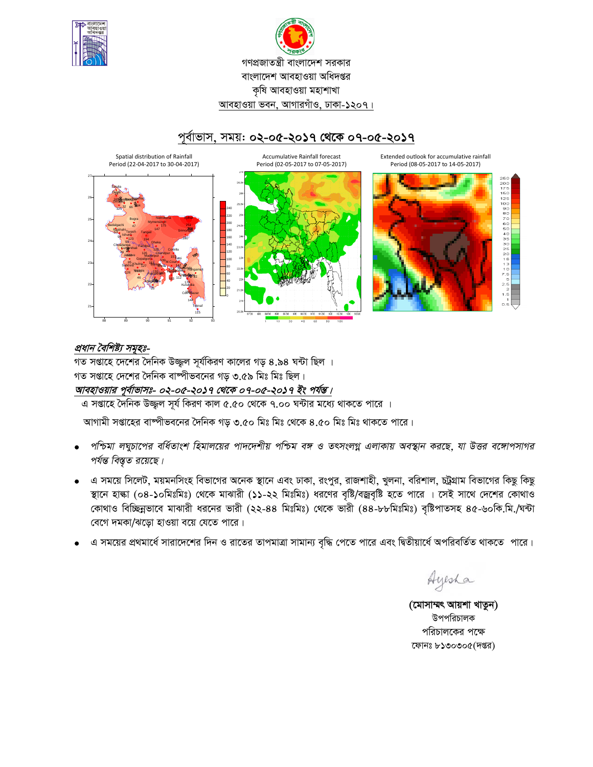গণপ্রজাতন্ত্রী বাংলাদেশ সরকার
বাংলাদেশ আবহাওয়া অধিদপ্তর
কৃষি আবহাওয়া মহাশাখা
আবহাওয়া ভবন, আগারগাঁও, ঢাকা-১২০৭।

## পূর্বাভাস, সময়: ০২-০৫-২০১৭ থেকে ০৭-০৫-২০১৭

Spatial distribution of Rainfall
Period (22-04-2017 to 30-04-2017)

Accumulative Rainfall forecast
Period (02-05-2017 to 07-05-2017)

Extended outlook for accumulative rainfall
Period (08-05-2017 to 14-05-2017)

***প্রধান বৈশিষ্ট্য সমুহঃ-***

গত সপ্তাহে দেশের দৈনিক উজ্জ্বল সূর্যকিরণ কালের গড় ৪.৯৪ ঘন্টা ছিল ।

গত সপ্তাহে দেশের দৈনিক বাষ্পীভবনের গড় ৩.৫৯ মিঃ মিঃ ছিল।

***আবহাওয়ার পূর্বাভাসঃ- ০২-০৫-২০১৭ থেকে ০৭-০৫-২০১৭ ইং পর্যন্ত।***

এ সপ্তাহে দৈনিক উজ্জ্বল সূর্য কিরণ কাল ৫.৫০ থেকে ৭.০০ ঘন্টার মধ্যে থাকতে পারে ।

আগামী সপ্তাহের বাষ্পীভবনের দৈনিক গড় ৩.৫০ মিঃ মিঃ থেকে ৪.৫০ মিঃ মিঃ থাকতে পারে।

- *পশ্চিমা লঘুচাপের বর্ধিতাংশ হিমালয়ের পাদদেশীয় পশ্চিম বঙ্গ ও তৎসংলগ্ন এলাকায় অবস্থান করছে, যা উত্তর বঙ্গোপসাগর পর্যন্ত বিস্তৃত রয়েছে।*
- এ সময়ে সিলেট, ময়মনসিংহ বিভাগের অনেক স্থানে এবং ঢাকা, রংপুর, রাজশাহী, খুলনা, বরিশাল, চট্রগ্রাম বিভাগের কিছু কিছু স্থানে হাল্কা (০৪-১০মিঃমিঃ) থেকে মাঝারী (১১-২২ মিঃমিঃ) ধরণের বৃষ্টি/বজ্রবৃষ্টি হতে পারে । সেই সাথে দেশের কোথাও কোথাও বিচ্ছিন্নভাবে মাঝারী ধরনের ভারী (২২-৪৪ মিঃমিঃ) থেকে ভারী (৪৪-৮৮মিঃমিঃ) বৃষ্টিপাতসহ ৪৫-৬০কি.মি./ঘন্টা বেগে দমকা/ঝড়ো হাওয়া বয়ে যেতে পারে।
- এ সময়ের প্রথমার্ধে সারাদেশের দিন ও রাতের তাপমাত্রা সামান্য বৃদ্ধি পেতে পারে এবং দ্বিতীয়ার্ধে অপরিবর্তিত থাকতে পারে।

Ayesha

**(মোসাম্মৎ আয়শা খাতুন)**
উপপরিচালক
পরিচালকের পক্ষে
ফোনঃ ৮১৩০৩০৫(দপ্তর)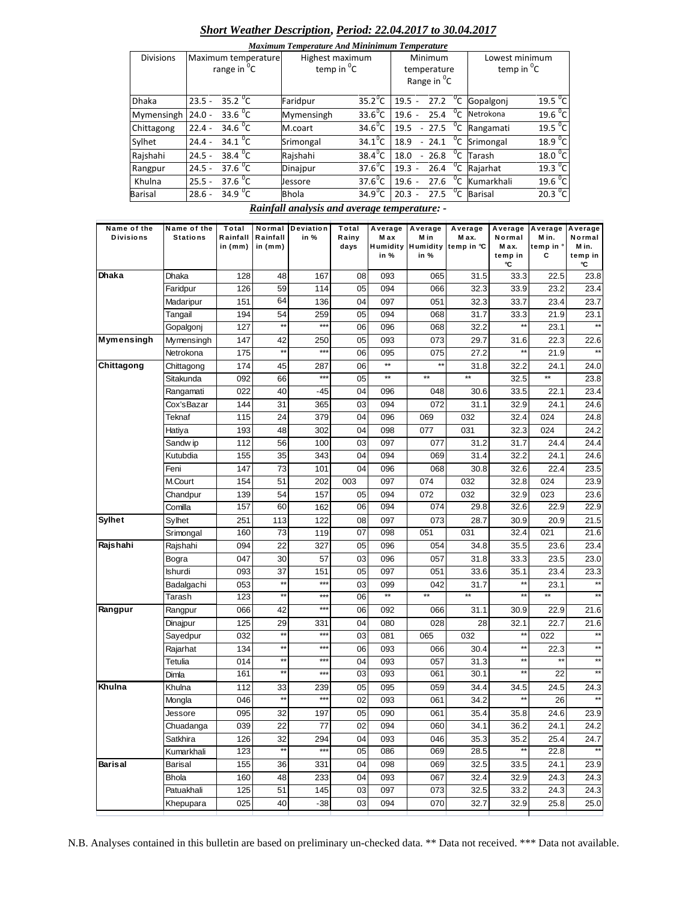## *Short Weather Description, Period: 22.04.2017 to 30.04.2017*

***Maximum Temperature And Mininimum Temperature***

| Divisions | Maximum temperature range in $^0$C | Highest maximum temp in $^0$C | | Minimum temperature Range in $^0$C | Lowest minimum temp in $^0$C | |
|---|---|---|---|---|---|---|
| Dhaka | 23.5 - 35.2 $^0$C | Faridpur | 35.2$^0$C | 19.5 - 27.2 $^0$C | Gopalgonj | 19.5 $^0$C |
| Mymensingh | 24.0 - 33.6 $^0$C | Mymensingh | 33.6$^0$C | 19.6 - 25.4 $^0$C | Netrokona | 19.6 $^0$C |
| Chittagong | 22.4 - 34.6 $^0$C | M.coart | 34.6$^0$C | 19.5 - 27.5 $^0$C | Rangamati | 19.5 $^0$C |
| Sylhet | 24.4 - 34.1 $^0$C | Srimongal | 34.1$^0$C | 18.9 - 24.1 $^0$C | Srimongal | 18.9 $^0$C |
| Rajshahi | 24.5 - 38.4 $^0$C | Rajshahi | 38.4$^0$C | 18.0 - 26.8 $^0$C | Tarash | 18.0 $^0$C |
| Rangpur | 24.5 - 37.6 $^0$C | Dinajpur | 37.6$^0$C | 19.3 - 26.4 $^0$C | Rajarhat | 19.3 $^0$C |
| Khulna | 25.5 - 37.6 $^0$C | Jessore | 37.6$^0$C | 19.6 - 27.6 $^0$C | Kumarkhali | 19.6 $^0$C |
| Barisal | 28.6 - 34.9 $^0$C | Bhola | 34.9$^0$C | 20.3 - 27.5 $^0$C | Barisal | 20.3 $^0$C |

***Rainfall analysis and average temperature: -***

| Name of the Divisions | Name of the Stations | Total Rainfall in (mm) | Normal Rainfall in (mm) | Deviation in % | Total Rainy days | Average Max Humidity in % | Average Min Humidity in % | Average Max. temp in ℃ | Average Normal Max. temp in ℃ | Average Min. temp in ° C | Average Normal Min. temp in ℃ |
|---|---|---|---|---|---|---|---|---|---|---|---|
| **Dhaka** | Dhaka | 128 | 48 | 167 | 08 | 093 | 065 | 31.5 | 33.3 | 22.5 | 23.8 |
| | Faridpur | 126 | 59 | 114 | 05 | 094 | 066 | 32.3 | 33.9 | 23.2 | 23.4 |
| | Madaripur | 151 | 64 | 136 | 04 | 097 | 051 | 32.3 | 33.7 | 23.4 | 23.7 |
| | Tangail | 194 | 54 | 259 | 05 | 094 | 068 | 31.7 | 33.3 | 21.9 | 23.1 |
| | Gopalgonj | 127 | ** | *** | 06 | 096 | 068 | 32.2 | ** | 23.1 | ** |
| **Mymensingh** | Mymensingh | 147 | 42 | 250 | 05 | 093 | 073 | 29.7 | 31.6 | 22.3 | 22.6 |
| | Netrokona | 175 | ** | *** | 06 | 095 | 075 | 27.2 | ** | 21.9 | ** |
| **Chittagong** | Chittagong | 174 | 45 | 287 | 06 | ** | ** | 31.8 | 32.2 | 24.1 | 24.0 |
| | Sitakunda | 092 | 66 | *** | 05 | ** | ** | ** | 32.5 | ** | 23.8 |
| | Rangamati | 022 | 40 | -45 | 04 | 096 | 048 | 30.6 | 33.5 | 22.1 | 23.4 |
| | Cox'sBazar | 144 | 31 | 365 | 03 | 094 | 072 | 31.1 | 32.9 | 24.1 | 24.6 |
| | Teknaf | 115 | 24 | 379 | 04 | 096 | 069 | 032 | 32.4 | 024 | 24.8 |
| | Hatiya | 193 | 48 | 302 | 04 | 098 | 077 | 031 | 32.3 | 024 | 24.2 |
| | Sandwip | 112 | 56 | 100 | 03 | 097 | 077 | 31.2 | 31.7 | 24.4 | 24.4 |
| | Kutubdia | 155 | 35 | 343 | 04 | 094 | 069 | 31.4 | 32.2 | 24.1 | 24.6 |
| | Feni | 147 | 73 | 101 | 04 | 096 | 068 | 30.8 | 32.6 | 22.4 | 23.5 |
| | M.Court | 154 | 51 | 202 | 003 | 097 | 074 | 032 | 32.8 | 024 | 23.9 |
| | Chandpur | 139 | 54 | 157 | 05 | 094 | 072 | 032 | 32.9 | 023 | 23.6 |
| | Comilla | 157 | 60 | 162 | 06 | 094 | 074 | 29.8 | 32.6 | 22.9 | 22.9 |
| **Sylhet** | Sylhet | 251 | 113 | 122 | 08 | 097 | 073 | 28.7 | 30.9 | 20.9 | 21.5 |
| | Srimongal | 160 | 73 | 119 | 07 | 098 | 051 | 031 | 32.4 | 021 | 21.6 |
| **Rajshahi** | Rajshahi | 094 | 22 | 327 | 05 | 096 | 054 | 34.8 | 35.5 | 23.6 | 23.4 |
| | Bogra | 047 | 30 | 57 | 03 | 096 | 057 | 31.8 | 33.3 | 23.5 | 23.0 |
| | Ishurdi | 093 | 37 | 151 | 05 | 097 | 051 | 33.6 | 35.1 | 23.4 | 23.3 |
| | Badalgachi | 053 | ** | *** | 03 | 099 | 042 | 31.7 | ** | 23.1 | ** |
| | Tarash | 123 | ** | *** | 06 | ** | ** | ** | ** | ** | ** |
| **Rangpur** | Rangpur | 066 | 42 | *** | 06 | 092 | 066 | 31.1 | 30.9 | 22.9 | 21.6 |
| | Dinajpur | 125 | 29 | 331 | 04 | 080 | 028 | 28 | 32.1 | 22.7 | 21.6 |
| | Sayedpur | 032 | ** | *** | 03 | 081 | 065 | 032 | ** | 022 | ** |
| | Rajarhat | 134 | ** | *** | 06 | 093 | 066 | 30.4 | ** | 22.3 | ** |
| | Tetulia | 014 | ** | *** | 04 | 093 | 057 | 31.3 | ** | ** | ** |
| | Dimla | 161 | ** | *** | 03 | 093 | 061 | 30.1 | ** | 22 | ** |
| **Khulna** | Khulna | 112 | 33 | 239 | 05 | 095 | 059 | 34.4 | 34.5 | 24.5 | 24.3 |
| | Mongla | 046 | ** | *** | 02 | 093 | 061 | 34.2 | ** | 26 | ** |
| | Jessore | 095 | 32 | 197 | 05 | 090 | 061 | 35.4 | 35.8 | 24.6 | 23.9 |
| | Chuadanga | 039 | 22 | 77 | 02 | 094 | 060 | 34.1 | 36.2 | 24.1 | 24.2 |
| | Satkhira | 126 | 32 | 294 | 04 | 093 | 046 | 35.3 | 35.2 | 25.4 | 24.7 |
| | Kumarkhali | 123 | ** | *** | 05 | 086 | 069 | 28.5 | ** | 22.8 | ** |
| **Barisal** | Barisal | 155 | 36 | 331 | 04 | 098 | 069 | 32.5 | 33.5 | 24.1 | 23.9 |
| | Bhola | 160 | 48 | 233 | 04 | 093 | 067 | 32.4 | 32.9 | 24.3 | 24.3 |
| | Patuakhali | 125 | 51 | 145 | 03 | 097 | 073 | 32.5 | 33.2 | 24.3 | 24.3 |
| | Khepupara | 025 | 40 | -38 | 03 | 094 | 070 | 32.7 | 32.9 | 25.8 | 25.0 |

N.B. Analyses contained in this bulletin are based on preliminary un-checked data. ** Data not received. *** Data not available.